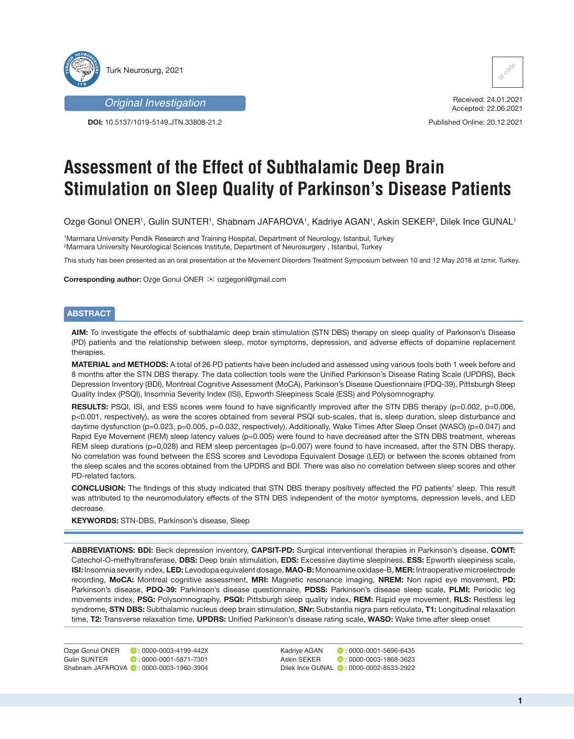Turk Neurosurg, 2021

*Original Investigation*

**DOI:** 10.5137/1019-5149.JTN.33808-21.2

Received: 24.01.2021
Accepted: 22.06.2021

Published Online: 20.12.2021

# Assessment of the Effect of Subthalamic Deep Brain Stimulation on Sleep Quality of Parkinson's Disease Patients

Ozge Gonul ONER[1], Gulin SUNTER[1], Shabnam JAFAROVA[1], Kadriye AGAN[1], Askin SEKER[2], Dilek Ince GUNAL[1]

[1]Marmara University Pendik Research and Training Hospital, Department of Neurology, Istanbul, Turkey
[2]Marmara University Neurological Sciences Institute, Department of Neurosurgery , Istanbul, Turkey

This study has been presented as an oral presentation at the Movement Disorders Treatment Symposium between 10 and 12 May 2018 at Izmir, Turkey.

**Corresponding author:** Ozge Gonul ONER ✉ ozgegonl@gmail.com

## ABSTRACT

**AIM:** To investigate the effects of subthalamic deep brain stimulation (STN DBS) therapy on sleep quality of Parkinson's Disease (PD) patients and the relationship between sleep, motor symptoms, depression, and adverse effects of dopamine replacement therapies.

**MATERIAL and METHODS:** A total of 26 PD patients have been included and assessed using various tools both 1 week before and 8 months after the STN DBS therapy. The data collection tools were the Unified Parkinson's Disease Rating Scale (UPDRS), Beck Depression Inventory (BDI), Montreal Cognitive Assessment (MoCA), Parkinson's Disease Questionnaire (PDQ-39), Pittsburgh Sleep Quality Index (PSQI), Insomnia Severity Index (ISI), Epworth Sleepiness Scale (ESS) and Polysomnography.

**RESULTS:** PSQI, ISI, and ESS scores were found to have significantly improved after the STN DBS therapy ($p=0.002$, $p=0.006$, $p<0.001$, respectively), as were the scores obtained from several PSQI sub-scales, that is, sleep duration, sleep disturbance and daytime dysfunction ($p=0.023$, $p=0.005$, $p=0.032$, respectively). Additionally, Wake Times After Sleep Onset (WASO) ($p=0.047$) and Rapid Eye Movement (REM) sleep latency values ($p=0.005$) were found to have decreased after the STN DBS treatment, whereas REM sleep durations ($p=0,028$) and REM sleep percentages ($p=0.007$) were found to have increased, after the STN DBS therapy. No correlation was found between the ESS scores and Levodopa Equivalent Dosage (LED) or between the scores obtained from the sleep scales and the scores obtained from the UPDRS and BDI. There was also no correlation between sleep scores and other PD-related factors.

**CONCLUSION:** The findings of this study indicated that STN DBS therapy positively affected the PD patients' sleep. This result was attributed to the neuromodulatory effects of the STN DBS independent of the motor symptoms, depression levels, and LED decrease.

**KEYWORDS:** STN-DBS, Parkinson's disease, Sleep

**ABBREVIATIONS: BDI:** Beck depression inventory, **CAPSIT-PD:** Surgical interventional therapies in Parkinson's disease, **COMT:** Catechol-O-methyltransferase, **DBS:** Deep brain stimulation, **EDS:** Excessive daytime sleepiness, **ESS:** Epworth sleepiness scale, **ISI:** Insomnia severity index, **LED:** Levodopa equivalent dosage, **MAO-B:** Monoamine oxidase-B, **MER:** Intraoperative microelectrode recording, **MoCA:** Montreal cognitive assessment, **MRI:** Magnetic resonance imaging, **NREM:** Non rapid eye movement, **PD:** Parkinson's disease, **PDQ-39:** Parkinson's disease questionnaire, **PDSS:** Parkinson's disease sleep scale, **PLMI:** Periodic leg movements index, **PSG:** Polysomnography, **PSQI:** Pittsburgh sleep quality index, **REM:** Rapid eye movement, **RLS:** Restless leg syndrome, **STN DBS:** Subthalamic nucleus deep brain stimulation, **SNr:** Substantia nigra pars reticulata, **T1:** Longitudinal relaxation time, **T2:** Transverse relaxation time, **UPDRS:** Unified Parkinson's disease rating scale, **WASO:** Wake time after sleep onset

Ozge Gonul ONER : 0000-0003-4199-442X
Gulin SUNTER : 0000-0001-5871-7301
Shabnam JAFAROVA : 0000-0003-1960-3904
Kadriye AGAN : 0000-0001-5696-6435
Askin SEKER : 0000-0003-1868-3623
Dilek Ince GUNAL : 0000-0002-8533-2922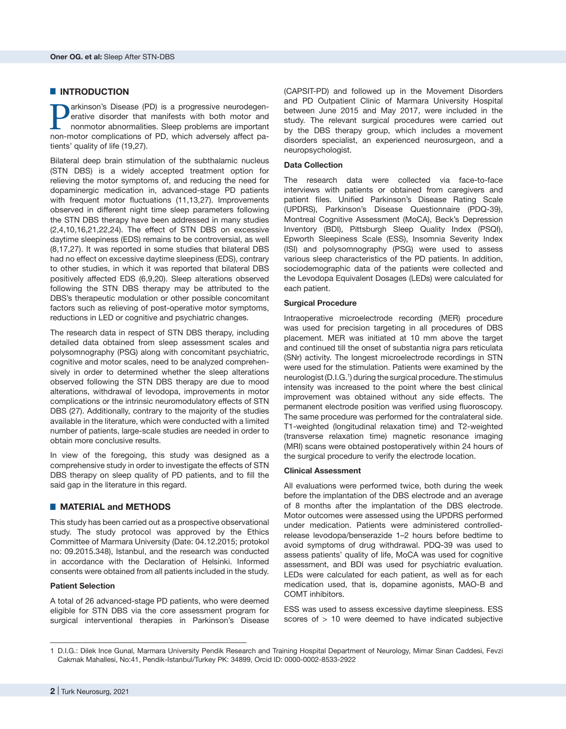## INTRODUCTION

Parkinson's Disease (PD) is a progressive neurodegenerative disorder that manifests with both motor and nonmotor abnormalities. Sleep problems are important non-motor complications of PD, which adversely affect patients' quality of life (19,27).

Bilateral deep brain stimulation of the subthalamic nucleus (STN DBS) is a widely accepted treatment option for relieving the motor symptoms of, and reducing the need for dopaminergic medication in, advanced-stage PD patients with frequent motor fluctuations (11,13,27). Improvements observed in different night time sleep parameters following the STN DBS therapy have been addressed in many studies (2,4,10,16,21,22,24). The effect of STN DBS on excessive daytime sleepiness (EDS) remains to be controversial, as well (8,17,27). It was reported in some studies that bilateral DBS had no effect on excessive daytime sleepiness (EDS), contrary to other studies, in which it was reported that bilateral DBS positively affected EDS (6,9,20). Sleep alterations observed following the STN DBS therapy may be attributed to the DBS's therapeutic modulation or other possible concomitant factors such as relieving of post-operative motor symptoms, reductions in LED or cognitive and psychiatric changes.

The research data in respect of STN DBS therapy, including detailed data obtained from sleep assessment scales and polysomnography (PSG) along with concomitant psychiatric, cognitive and motor scales, need to be analyzed comprehensively in order to determined whether the sleep alterations observed following the STN DBS therapy are due to mood alterations, withdrawal of levodopa, improvements in motor complications or the intrinsic neuromodulatory effects of STN DBS (27). Additionally, contrary to the majority of the studies available in the literature, which were conducted with a limited number of patients, large-scale studies are needed in order to obtain more conclusive results.

In view of the foregoing, this study was designed as a comprehensive study in order to investigate the effects of STN DBS therapy on sleep quality of PD patients, and to fill the said gap in the literature in this regard.

## MATERIAL and METHODS

This study has been carried out as a prospective observational study. The study protocol was approved by the Ethics Committee of Marmara University (Date: 04.12.2015; protokol no: 09.2015.348), Istanbul, and the research was conducted in accordance with the Declaration of Helsinki. Informed consents were obtained from all patients included in the study.

### Patient Selection

A total of 26 advanced-stage PD patients, who were deemed eligible for STN DBS via the core assessment program for surgical interventional therapies in Parkinson's Disease (CAPSIT-PD) and followed up in the Movement Disorders and PD Outpatient Clinic of Marmara University Hospital between June 2015 and May 2017, were included in the study. The relevant surgical procedures were carried out by the DBS therapy group, which includes a movement disorders specialist, an experienced neurosurgeon, and a neuropsychologist.

### Data Collection

The research data were collected via face-to-face interviews with patients or obtained from caregivers and patient files. Unified Parkinson's Disease Rating Scale (UPDRS), Parkinson's Disease Questionnaire (PDQ-39), Montreal Cognitive Assessment (MoCA), Beck's Depression Inventory (BDI), Pittsburgh Sleep Quality Index (PSQI), Epworth Sleepiness Scale (ESS), Insomnia Severity Index (ISI) and polysomnography (PSG) were used to assess various sleep characteristics of the PD patients. In addition, sociodemographic data of the patients were collected and the Levodopa Equivalent Dosages (LEDs) were calculated for each patient.

### Surgical Procedure

Intraoperative microelectrode recording (MER) procedure was used for precision targeting in all procedures of DBS placement. MER was initiated at 10 mm above the target and continued till the onset of substantia nigra pars reticulata (SNr) activity. The longest microelectrode recordings in STN were used for the stimulation. Patients were examined by the neurologist (D.I.G.[1]) during the surgical procedure. The stimulus intensity was increased to the point where the best clinical improvement was obtained without any side effects. The permanent electrode position was verified using fluoroscopy. The same procedure was performed for the contralateral side. T1-weighted (longitudinal relaxation time) and T2-weighted (transverse relaxation time) magnetic resonance imaging (MRI) scans were obtained postoperatively within 24 hours of the surgical procedure to verify the electrode location.

### Clinical Assessment

All evaluations were performed twice, both during the week before the implantation of the DBS electrode and an average of 8 months after the implantation of the DBS electrode. Motor outcomes were assessed using the UPDRS performed under medication. Patients were administered controlled-release levodopa/benserazide 1–2 hours before bedtime to avoid symptoms of drug withdrawal. PDQ-39 was used to assess patients' quality of life, MoCA was used for cognitive assessment, and BDI was used for psychiatric evaluation. LEDs were calculated for each patient, as well as for each medication used, that is, dopamine agonists, MAO-B and COMT inhibitors.

ESS was used to assess excessive daytime sleepiness. ESS scores of > 10 were deemed to have indicated subjective

---

1 D.I.G.: Dilek Ince Gunal, Marmara University Pendik Research and Training Hospital Department of Neurology, Mimar Sinan Caddesi, Fevzi Cakmak Mahallesi, No:41, Pendik-Istanbul/Turkey PK: 34899, Orcid ID: 0000-0002-8533-2922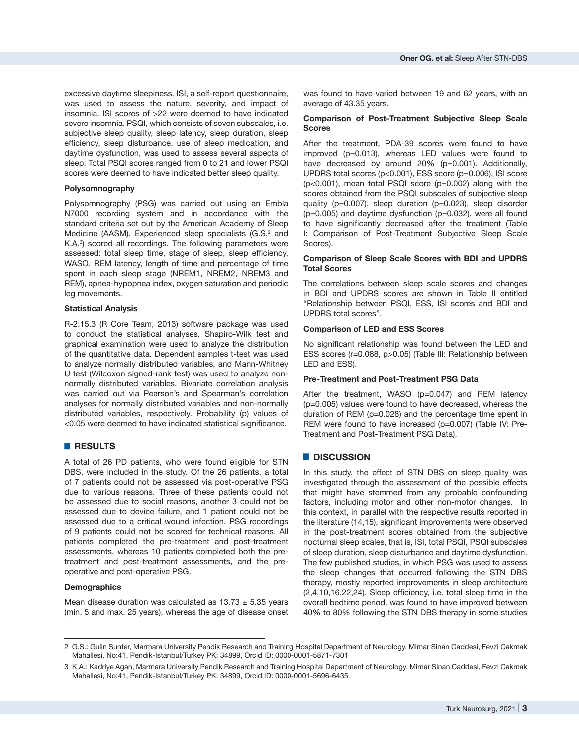excessive daytime sleepiness. ISI, a self-report questionnaire, was used to assess the nature, severity, and impact of insomnia. ISI scores of >22 were deemed to have indicated severe insomnia. PSQI, which consists of seven subscales, i.e. subjective sleep quality, sleep latency, sleep duration, sleep efficiency, sleep disturbance, use of sleep medication, and daytime dysfunction, was used to assess several aspects of sleep. Total PSQI scores ranged from 0 to 21 and lower PSQI scores were deemed to have indicated better sleep quality.

### Polysomnography

Polysomnography (PSG) was carried out using an Embla N7000 recording system and in accordance with the standard criteria set out by the American Academy of Sleep Medicine (AASM). Experienced sleep specialists (G.S.[2] and K.A.[3]) scored all recordings. The following parameters were assessed: total sleep time, stage of sleep, sleep efficiency, WASO, REM latency, length of time and percentage of time spent in each sleep stage (NREM1, NREM2, NREM3 and REM), apnea-hypopnea index, oxygen saturation and periodic leg movements.

### Statistical Analysis

R-2.15.3 (R Core Team, 2013) software package was used to conduct the statistical analyses. Shapiro-Wilk test and graphical examination were used to analyze the distribution of the quantitative data. Dependent samples t-test was used to analyze normally distributed variables, and Mann-Whitney U test (Wilcoxon signed-rank test) was used to analyze non-normally distributed variables. Bivariate correlation analysis was carried out via Pearson's and Spearman's correlation analyses for normally distributed variables and non-normally distributed variables, respectively. Probability (p) values of <0.05 were deemed to have indicated statistical significance.

## RESULTS

A total of 26 PD patients, who were found eligible for STN DBS, were included in the study. Of the 26 patients, a total of 7 patients could not be assessed via post-operative PSG due to various reasons. Three of these patients could not be assessed due to social reasons, another 3 could not be assessed due to device failure, and 1 patient could not be assessed due to a critical wound infection. PSG recordings of 9 patients could not be scored for technical reasons. All patients completed the pre-treatment and post-treatment assessments, whereas 10 patients completed both the pre-treatment and post-treatment assessments, and the pre-operative and post-operative PSG.

### Demographics

Mean disease duration was calculated as 13.73 ± 5.35 years (min. 5 and max. 25 years), whereas the age of disease onset was found to have varied between 19 and 62 years, with an average of 43.35 years.

### Comparison of Post-Treatment Subjective Sleep Scale Scores

After the treatment, PDA-39 scores were found to have improved (p=0.013), whereas LED values were found to have decreased by around 20% (p=0.001). Additionally, UPDRS total scores (p<0.001), ESS score (p=0.006), ISI score (p<0.001), mean total PSQI score (p=0.002) along with the scores obtained from the PSQI subscales of subjective sleep quality (p=0.007), sleep duration (p=0.023), sleep disorder (p=0.005) and daytime dysfunction (p=0.032), were all found to have significantly decreased after the treatment (Table I: Comparison of Post-Treatment Subjective Sleep Scale Scores).

### Comparison of Sleep Scale Scores with BDI and UPDRS Total Scores

The correlations between sleep scale scores and changes in BDI and UPDRS scores are shown in Table II entitled "Relationship between PSQI, ESS, ISI scores and BDI and UPDRS total scores".

### Comparison of LED and ESS Scores

No significant relationship was found between the LED and ESS scores (r=0.088, p>0.05) (Table III: Relationship between LED and ESS).

### Pre-Treatment and Post-Treatment PSG Data

After the treatment, WASO (p=0.047) and REM latency (p=0.005) values were found to have decreased, whereas the duration of REM (p=0.028) and the percentage time spent in REM were found to have increased (p=0.007) (Table IV: Pre-Treatment and Post-Treatment PSG Data).

## DISCUSSION

In this study, the effect of STN DBS on sleep quality was investigated through the assessment of the possible effects that might have stemmed from any probable confounding factors, including motor and other non-motor changes. In this context, in parallel with the respective results reported in the literature (14,15), significant improvements were observed in the post-treatment scores obtained from the subjective nocturnal sleep scales, that is, ISI, total PSQI, PSQI subscales of sleep duration, sleep disturbance and daytime dysfunction. The few published studies, in which PSG was used to assess the sleep changes that occurred following the STN DBS therapy, mostly reported improvements in sleep architecture (2,4,10,16,22,24). Sleep efficiency, i.e. total sleep time in the overall bedtime period, was found to have improved between 40% to 80% following the STN DBS therapy in some studies

---

2 G.S.: Gulin Sunter, Marmara University Pendik Research and Training Hospital Department of Neurology, Mimar Sinan Caddesi, Fevzi Cakmak Mahallesi, No:41, Pendik-Istanbul/Turkey PK: 34899, Orcid ID: 0000-0001-5871-7301

3 K.A.: Kadriye Agan, Marmara University Pendik Research and Training Hospital Department of Neurology, Mimar Sinan Caddesi, Fevzi Cakmak Mahallesi, No:41, Pendik-Istanbul/Turkey PK: 34899, Orcid ID: 0000-0001-5696-6435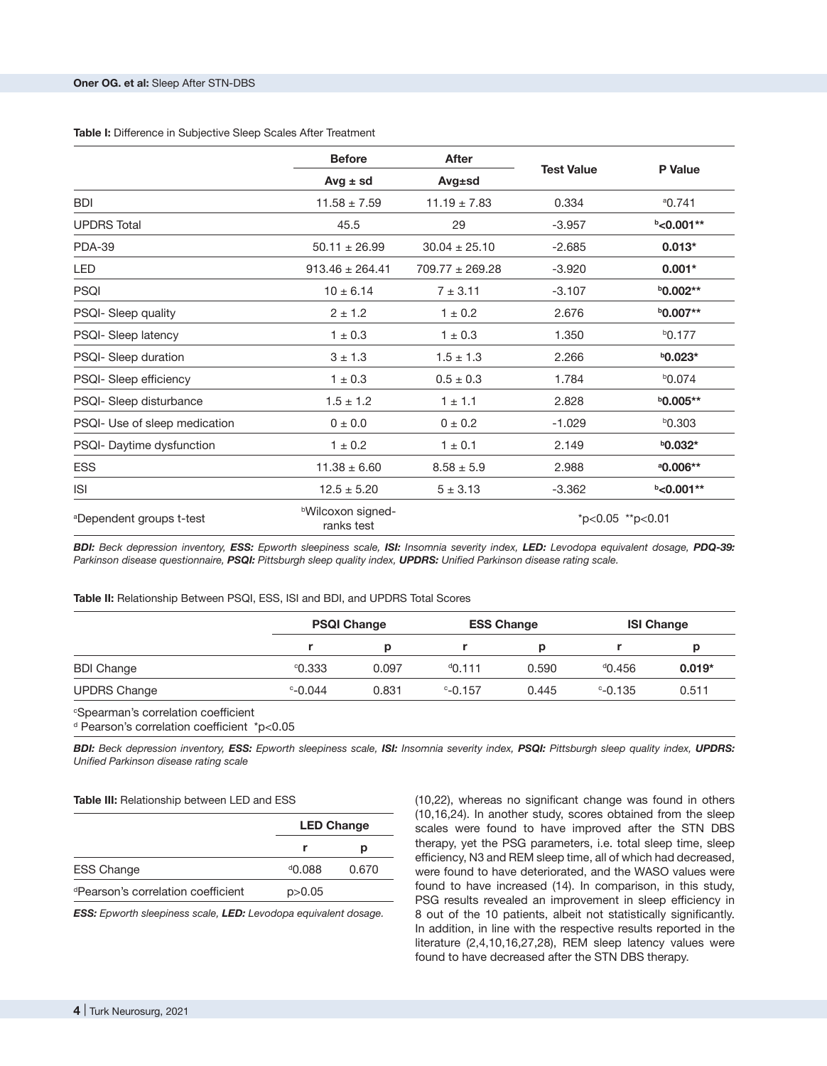**Table I:** Difference in Subjective Sleep Scales After Treatment

| | Before | After | Test Value | P Value |
|---|---|---|---|---|
| | Avg ± sd | Avg±sd | | |
| BDI | 11.58 ± 7.59 | 11.19 ± 7.83 | 0.334 | [a]0.741 |
| UPDRS Total | 45.5 | 29 | -3.957 | **[b]<0.001**** |
| PDA-39 | 50.11 ± 26.99 | 30.04 ± 25.10 | -2.685 | **0.013*** |
| LED | 913.46 ± 264.41 | 709.77 ± 269.28 | -3.920 | **0.001*** |
| PSQI | 10 ± 6.14 | 7 ± 3.11 | -3.107 | **[b]0.002**** |
| PSQI- Sleep quality | 2 ± 1.2 | 1 ± 0.2 | 2.676 | **[b]0.007**** |
| PSQI- Sleep latency | 1 ± 0.3 | 1 ± 0.3 | 1.350 | [b]0.177 |
| PSQI- Sleep duration | 3 ± 1.3 | 1.5 ± 1.3 | 2.266 | **[b]0.023*** |
| PSQI- Sleep efficiency | 1 ± 0.3 | 0.5 ± 0.3 | 1.784 | [b]0.074 |
| PSQI- Sleep disturbance | 1.5 ± 1.2 | 1 ± 1.1 | 2.828 | **[b]0.005**** |
| PSQI- Use of sleep medication | 0 ± 0.0 | 0 ± 0.2 | -1.029 | [b]0.303 |
| PSQI- Daytime dysfunction | 1 ± 0.2 | 1 ± 0.1 | 2.149 | **[b]0.032*** |
| ESS | 11.38 ± 6.60 | 8.58 ± 5.9 | 2.988 | **[a]0.006**** |
| ISI | 12.5 ± 5.20 | 5 ± 3.13 | -3.362 | **[b]<0.001**** |
| [a]Dependent groups t-test | [b]Wilcoxon signed-ranks test | | *p<0.05 **p<0.01 | |

***BDI:*** *Beck depression inventory,* ***ESS:*** *Epworth sleepiness scale,* ***ISI:*** *Insomnia severity index,* ***LED:*** *Levodopa equivalent dosage,* ***PDQ-39:*** *Parkinson disease questionnaire,* ***PSQI:*** *Pittsburgh sleep quality index,* ***UPDRS:*** *Unified Parkinson disease rating scale.*

**Table II:** Relationship Between PSQI, ESS, ISI and BDI, and UPDRS Total Scores

| | PSQI Change | | ESS Change | | ISI Change | |
|---|---|---|---|---|---|---|
| | r | p | r | p | r | p |
| BDI Change | [c]0.333 | 0.097 | [d]0.111 | 0.590 | [d]0.456 | **0.019*** |
| UPDRS Change | [c]-0.044 | 0.831 | [c]-0.157 | 0.445 | [c]-0.135 | 0.511 |

[c]Spearman's correlation coefficient
[d] Pearson's correlation coefficient *p<0.05

***BDI:*** *Beck depression inventory,* ***ESS:*** *Epworth sleepiness scale,* ***ISI:*** *Insomnia severity index,* ***PSQI:*** *Pittsburgh sleep quality index,* ***UPDRS:*** *Unified Parkinson disease rating scale*

**Table III:** Relationship between LED and ESS

| | LED Change | |
|---|---|---|
| | r | p |
| ESS Change | [d]0.088 | 0.670 |
| [d]Pearson's correlation coefficient | p>0.05 | |

***ESS:*** *Epworth sleepiness scale,* ***LED:*** *Levodopa equivalent dosage.*

(10,22), whereas no significant change was found in others (10,16,24). In another study, scores obtained from the sleep scales were found to have improved after the STN DBS therapy, yet the PSG parameters, i.e. total sleep time, sleep efficiency, N3 and REM sleep time, all of which had decreased, were found to have deteriorated, and the WASO values were found to have increased (14). In comparison, in this study, PSG results revealed an improvement in sleep efficiency in 8 out of the 10 patients, albeit not statistically significantly. In addition, in line with the respective results reported in the literature (2,4,10,16,27,28), REM sleep latency values were found to have decreased after the STN DBS therapy.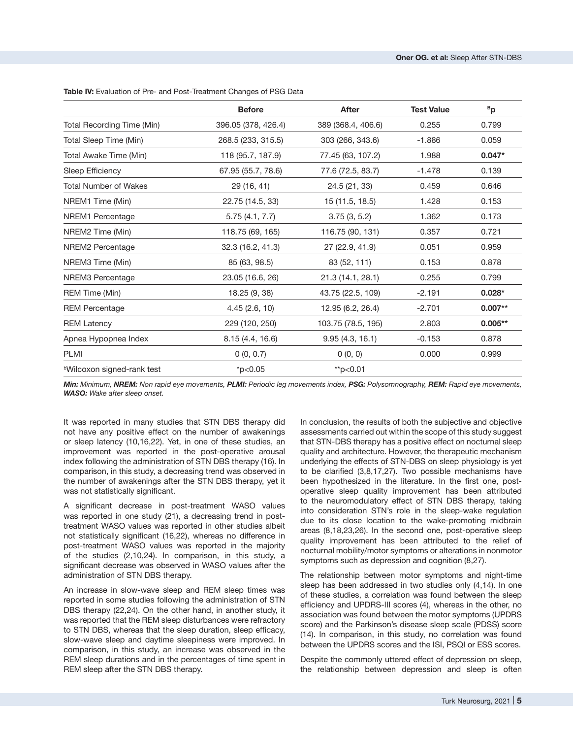**Table IV:** Evaluation of Pre- and Post-Treatment Changes of PSG Data

| | Before | After | Test Value | $^{B}$p |
|---|---|---|---|---|
| Total Recording Time (Min) | 396.05 (378, 426.4) | 389 (368.4, 406.6) | 0.255 | 0.799 |
| Total Sleep Time (Min) | 268.5 (233, 315.5) | 303 (266, 343.6) | -1.886 | 0.059 |
| Total Awake Time (Min) | 118 (95.7, 187.9) | 77.45 (63, 107.2) | 1.988 | **0.047*** |
| Sleep Efficiency | 67.95 (55.7, 78.6) | 77.6 (72.5, 83.7) | -1.478 | 0.139 |
| Total Number of Wakes | 29 (16, 41) | 24.5 (21, 33) | 0.459 | 0.646 |
| NREM1 Time (Min) | 22.75 (14.5, 33) | 15 (11.5, 18.5) | 1.428 | 0.153 |
| NREM1 Percentage | 5.75 (4.1, 7.7) | 3.75 (3, 5.2) | 1.362 | 0.173 |
| NREM2 Time (Min) | 118.75 (69, 165) | 116.75 (90, 131) | 0.357 | 0.721 |
| NREM2 Percentage | 32.3 (16.2, 41.3) | 27 (22.9, 41.9) | 0.051 | 0.959 |
| NREM3 Time (Min) | 85 (63, 98.5) | 83 (52, 111) | 0.153 | 0.878 |
| NREM3 Percentage | 23.05 (16.6, 26) | 21.3 (14.1, 28.1) | 0.255 | 0.799 |
| REM Time (Min) | 18.25 (9, 38) | 43.75 (22.5, 109) | -2.191 | **0.028*** |
| REM Percentage | 4.45 (2.6, 10) | 12.95 (6.2, 26.4) | -2.701 | **0.007**** |
| REM Latency | 229 (120, 250) | 103.75 (78.5, 195) | 2.803 | **0.005**** |
| Apnea Hypopnea Index | 8.15 (4.4, 16.6) | 9.95 (4.3, 16.1) | -0.153 | 0.878 |
| PLMI | 0 (0, 0.7) | 0 (0, 0) | 0.000 | 0.999 |
| $^{b}$Wilcoxon signed-rank test | *p<0.05 | **p<0.01 | | |

***Min:** Minimum, **NREM:** Non rapid eye movements, **PLMI:** Periodic leg movements index, **PSG:** Polysomnography, **REM:** Rapid eye movements, **WASO:** Wake after sleep onset.*

It was reported in many studies that STN DBS therapy did not have any positive effect on the number of awakenings or sleep latency (10,16,22). Yet, in one of these studies, an improvement was reported in the post-operative arousal index following the administration of STN DBS therapy (16). In comparison, in this study, a decreasing trend was observed in the number of awakenings after the STN DBS therapy, yet it was not statistically significant.

A significant decrease in post-treatment WASO values was reported in one study (21), a decreasing trend in post-treatment WASO values was reported in other studies albeit not statistically significant (16,22), whereas no difference in post-treatment WASO values was reported in the majority of the studies (2,10,24). In comparison, in this study, a significant decrease was observed in WASO values after the administration of STN DBS therapy.

An increase in slow-wave sleep and REM sleep times was reported in some studies following the administration of STN DBS therapy (22,24). On the other hand, in another study, it was reported that the REM sleep disturbances were refractory to STN DBS, whereas that the sleep duration, sleep efficacy, slow-wave sleep and daytime sleepiness were improved. In comparison, in this study, an increase was observed in the REM sleep durations and in the percentages of time spent in REM sleep after the STN DBS therapy.

In conclusion, the results of both the subjective and objective assessments carried out within the scope of this study suggest that STN-DBS therapy has a positive effect on nocturnal sleep quality and architecture. However, the therapeutic mechanism underlying the effects of STN-DBS on sleep physiology is yet to be clarified (3,8,17,27). Two possible mechanisms have been hypothesized in the literature. In the first one, post-operative sleep quality improvement has been attributed to the neuromodulatory effect of STN DBS therapy, taking into consideration STN's role in the sleep-wake regulation due to its close location to the wake-promoting midbrain areas (8,18,23,26). In the second one, post-operative sleep quality improvement has been attributed to the relief of nocturnal mobility/motor symptoms or alterations in nonmotor symptoms such as depression and cognition (8,27).

The relationship between motor symptoms and night-time sleep has been addressed in two studies only (4,14). In one of these studies, a correlation was found between the sleep efficiency and UPDRS-III scores (4), whereas in the other, no association was found between the motor symptoms (UPDRS score) and the Parkinson's disease sleep scale (PDSS) score (14). In comparison, in this study, no correlation was found between the UPDRS scores and the ISI, PSQI or ESS scores.

Despite the commonly uttered effect of depression on sleep, the relationship between depression and sleep is often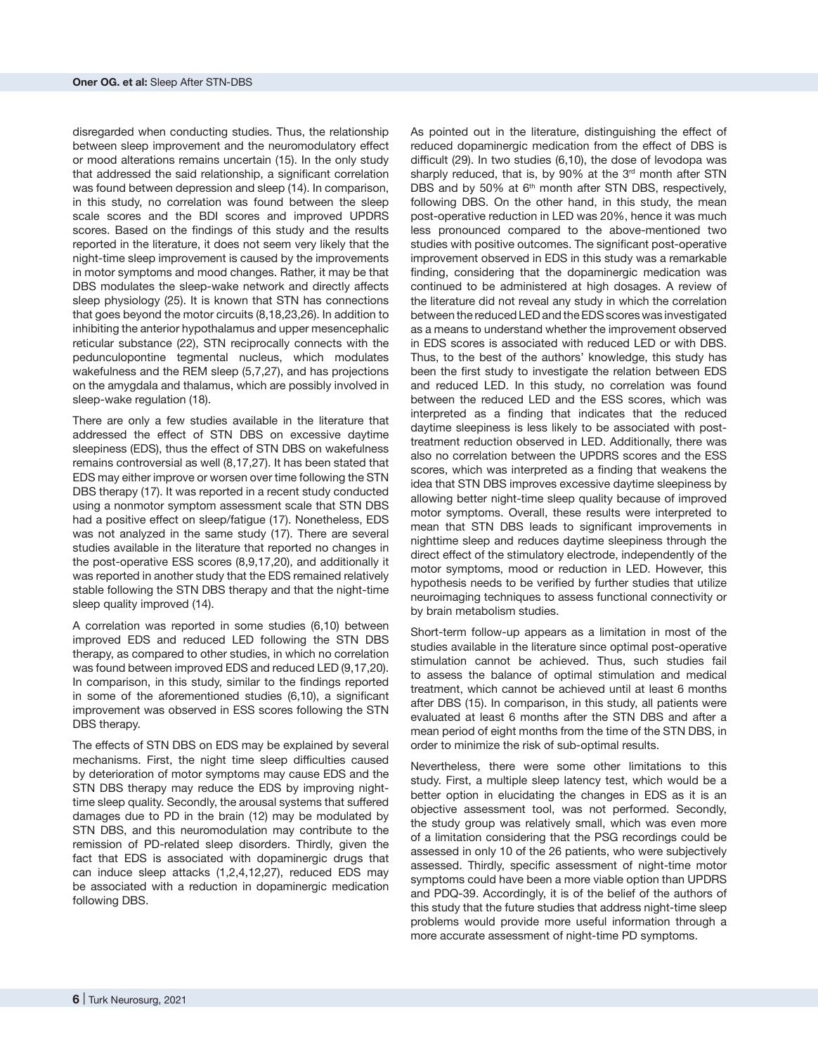disregarded when conducting studies. Thus, the relationship between sleep improvement and the neuromodulatory effect or mood alterations remains uncertain (15). In the only study that addressed the said relationship, a significant correlation was found between depression and sleep (14). In comparison, in this study, no correlation was found between the sleep scale scores and the BDI scores and improved UPDRS scores. Based on the findings of this study and the results reported in the literature, it does not seem very likely that the night-time sleep improvement is caused by the improvements in motor symptoms and mood changes. Rather, it may be that DBS modulates the sleep-wake network and directly affects sleep physiology (25). It is known that STN has connections that goes beyond the motor circuits (8,18,23,26). In addition to inhibiting the anterior hypothalamus and upper mesencephalic reticular substance (22), STN reciprocally connects with the pedunculopontine tegmental nucleus, which modulates wakefulness and the REM sleep (5,7,27), and has projections on the amygdala and thalamus, which are possibly involved in sleep-wake regulation (18).

There are only a few studies available in the literature that addressed the effect of STN DBS on excessive daytime sleepiness (EDS), thus the effect of STN DBS on wakefulness remains controversial as well (8,17,27). It has been stated that EDS may either improve or worsen over time following the STN DBS therapy (17). It was reported in a recent study conducted using a nonmotor symptom assessment scale that STN DBS had a positive effect on sleep/fatigue (17). Nonetheless, EDS was not analyzed in the same study (17). There are several studies available in the literature that reported no changes in the post-operative ESS scores (8,9,17,20), and additionally it was reported in another study that the EDS remained relatively stable following the STN DBS therapy and that the night-time sleep quality improved (14).

A correlation was reported in some studies (6,10) between improved EDS and reduced LED following the STN DBS therapy, as compared to other studies, in which no correlation was found between improved EDS and reduced LED (9,17,20). In comparison, in this study, similar to the findings reported in some of the aforementioned studies (6,10), a significant improvement was observed in ESS scores following the STN DBS therapy.

The effects of STN DBS on EDS may be explained by several mechanisms. First, the night time sleep difficulties caused by deterioration of motor symptoms may cause EDS and the STN DBS therapy may reduce the EDS by improving night-time sleep quality. Secondly, the arousal systems that suffered damages due to PD in the brain (12) may be modulated by STN DBS, and this neuromodulation may contribute to the remission of PD-related sleep disorders. Thirdly, given the fact that EDS is associated with dopaminergic drugs that can induce sleep attacks (1,2,4,12,27), reduced EDS may be associated with a reduction in dopaminergic medication following DBS.

As pointed out in the literature, distinguishing the effect of reduced dopaminergic medication from the effect of DBS is difficult (29). In two studies (6,10), the dose of levodopa was sharply reduced, that is, by 90% at the 3rd month after STN DBS and by 50% at 6th month after STN DBS, respectively, following DBS. On the other hand, in this study, the mean post-operative reduction in LED was 20%, hence it was much less pronounced compared to the above-mentioned two studies with positive outcomes. The significant post-operative improvement observed in EDS in this study was a remarkable finding, considering that the dopaminergic medication was continued to be administered at high dosages. A review of the literature did not reveal any study in which the correlation between the reduced LED and the EDS scores was investigated as a means to understand whether the improvement observed in EDS scores is associated with reduced LED or with DBS. Thus, to the best of the authors' knowledge, this study has been the first study to investigate the relation between EDS and reduced LED. In this study, no correlation was found between the reduced LED and the ESS scores, which was interpreted as a finding that indicates that the reduced daytime sleepiness is less likely to be associated with post-treatment reduction observed in LED. Additionally, there was also no correlation between the UPDRS scores and the ESS scores, which was interpreted as a finding that weakens the idea that STN DBS improves excessive daytime sleepiness by allowing better night-time sleep quality because of improved motor symptoms. Overall, these results were interpreted to mean that STN DBS leads to significant improvements in nighttime sleep and reduces daytime sleepiness through the direct effect of the stimulatory electrode, independently of the motor symptoms, mood or reduction in LED. However, this hypothesis needs to be verified by further studies that utilize neuroimaging techniques to assess functional connectivity or by brain metabolism studies.

Short-term follow-up appears as a limitation in most of the studies available in the literature since optimal post-operative stimulation cannot be achieved. Thus, such studies fail to assess the balance of optimal stimulation and medical treatment, which cannot be achieved until at least 6 months after DBS (15). In comparison, in this study, all patients were evaluated at least 6 months after the STN DBS and after a mean period of eight months from the time of the STN DBS, in order to minimize the risk of sub-optimal results.

Nevertheless, there were some other limitations to this study. First, a multiple sleep latency test, which would be a better option in elucidating the changes in EDS as it is an objective assessment tool, was not performed. Secondly, the study group was relatively small, which was even more of a limitation considering that the PSG recordings could be assessed in only 10 of the 26 patients, who were subjectively assessed. Thirdly, specific assessment of night-time motor symptoms could have been a more viable option than UPDRS and PDQ-39. Accordingly, it is of the belief of the authors of this study that the future studies that address night-time sleep problems would provide more useful information through a more accurate assessment of night-time PD symptoms.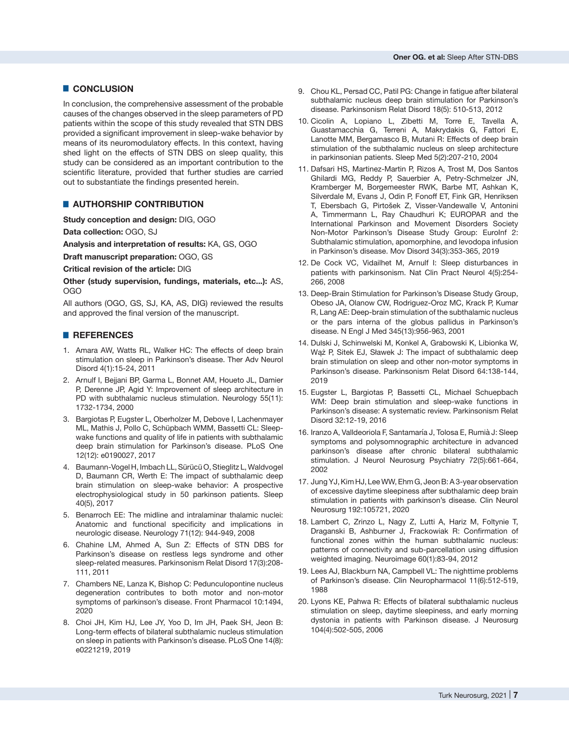## CONCLUSION

In conclusion, the comprehensive assessment of the probable causes of the changes observed in the sleep parameters of PD patients within the scope of this study revealed that STN DBS provided a significant improvement in sleep-wake behavior by means of its neuromodulatory effects. In this context, having shed light on the effects of STN DBS on sleep quality, this study can be considered as an important contribution to the scientific literature, provided that further studies are carried out to substantiate the findings presented herein.

## AUTHORSHIP CONTRIBUTION

**Study conception and design:** DIG, OGO

**Data collection:** OGO, SJ

**Analysis and interpretation of results:** KA, GS, OGO

**Draft manuscript preparation:** OGO, GS

**Critical revision of the article:** DIG

**Other (study supervision, fundings, materials, etc...):** AS, OGO

All authors (OGO, GS, SJ, KA, AS, DIG) reviewed the results and approved the final version of the manuscript.

## REFERENCES

1. Amara AW, Watts RL, Walker HC: The effects of deep brain stimulation on sleep in Parkinson's disease. Ther Adv Neurol Disord 4(1):15-24, 2011
2. Arnulf I, Bejjani BP, Garma L, Bonnet AM, Houeto JL, Damier P, Derenne JP, Agid Y: Improvement of sleep architecture in PD with subthalamic nucleus stimulation. Neurology 55(11): 1732-1734, 2000
3. Bargiotas P, Eugster L, Oberholzer M, Debove I, Lachenmayer ML, Mathis J, Pollo C, Schüpbach WMM, Bassetti CL: Sleep-wake functions and quality of life in patients with subthalamic deep brain stimulation for Parkinson's disease. PLoS One 12(12): e0190027, 2017
4. Baumann-Vogel H, Imbach LL, Sürücü O, Stieglitz L, Waldvogel D, Baumann CR, Werth E: The impact of subthalamic deep brain stimulation on sleep-wake behavior: A prospective electrophysiological study in 50 parkinson patients. Sleep 40(5), 2017
5. Benarroch EE: The midline and intralaminar thalamic nuclei: Anatomic and functional specificity and implications in neurologic disease. Neurology 71(12): 944-949, 2008
6. Chahine LM, Ahmed A, Sun Z: Effects of STN DBS for Parkinson's disease on restless legs syndrome and other sleep-related measures. Parkinsonism Relat Disord 17(3):208-111, 2011
7. Chambers NE, Lanza K, Bishop C: Pedunculopontine nucleus degeneration contributes to both motor and non-motor symptoms of parkinson's disease. Front Pharmacol 10:1494, 2020
8. Choi JH, Kim HJ, Lee JY, Yoo D, Im JH, Paek SH, Jeon B: Long-term effects of bilateral subthalamic nucleus stimulation on sleep in patients with Parkinson's disease. PLoS One 14(8): e0221219, 2019
9. Chou KL, Persad CC, Patil PG: Change in fatigue after bilateral subthalamic nucleus deep brain stimulation for Parkinson's disease. Parkinsonism Relat Disord 18(5): 510-513, 2012
10. Cicolin A, Lopiano L, Zibetti M, Torre E, Tavella A, Guastamacchia G, Terreni A, Makrydakis G, Fattori E, Lanotte MM, Bergamasco B, Mutani R: Effects of deep brain stimulation of the subthalamic nucleus on sleep architecture in parkinsonian patients. Sleep Med 5(2):207-210, 2004
11. Dafsari HS, Martinez-Martin P, Rizos A, Trost M, Dos Santos Ghilardi MG, Reddy P, Sauerbier A, Petry-Schmelzer JN, Kramberger M, Borgemeester RWK, Barbe MT, Ashkan K, Silverdale M, Evans J, Odin P, Fonoff ET, Fink GR, Henriksen T, Ebersbach G, Pirtošek Z, Visser-Vandewalle V, Antonini A, Timmermann L, Ray Chaudhuri K; EUROPAR and the International Parkinson and Movement Disorders Society Non-Motor Parkinson's Disease Study Group: EuroInf 2: Subthalamic stimulation, apomorphine, and levodopa infusion in Parkinson's disease. Mov Disord 34(3):353-365, 2019
12. De Cock VC, Vidailhet M, Arnulf I: Sleep disturbances in patients with parkinsonism. Nat Clin Pract Neurol 4(5):254-266, 2008
13. Deep-Brain Stimulation for Parkinson's Disease Study Group, Obeso JA, Olanow CW, Rodriguez-Oroz MC, Krack P, Kumar R, Lang AE: Deep-brain stimulation of the subthalamic nucleus or the pars interna of the globus pallidus in Parkinson's disease. N Engl J Med 345(13):956-963, 2001
14. Dulski J, Schinwelski M, Konkel A, Grabowski K, Libionka W, Wąż P, Sitek EJ, Sławek J: The impact of subthalamic deep brain stimulation on sleep and other non-motor symptoms in Parkinson's disease. Parkinsonism Relat Disord 64:138-144, 2019
15. Eugster L, Bargiotas P, Bassetti CL, Michael Schuepbach WM: Deep brain stimulation and sleep-wake functions in Parkinson's disease: A systematic review. Parkinsonism Relat Disord 32:12-19, 2016
16. Iranzo A, Valldeoriola F, Santamaría J, Tolosa E, Rumià J: Sleep symptoms and polysomnographic architecture in advanced parkinson's disease after chronic bilateral subthalamic stimulation. J Neurol Neurosurg Psychiatry 72(5):661-664, 2002
17. Jung YJ, Kim HJ, Lee WW, Ehm G, Jeon B: A 3-year observation of excessive daytime sleepiness after subthalamic deep brain stimulation in patients with parkinson's disease. Clin Neurol Neurosurg 192:105721, 2020
18. Lambert C, Zrinzo L, Nagy Z, Lutti A, Hariz M, Foltynie T, Draganski B, Ashburner J, Frackowiak R: Confirmation of functional zones within the human subthalamic nucleus: patterns of connectivity and sub-parcellation using diffusion weighted imaging. Neuroimage 60(1):83-94, 2012
19. Lees AJ, Blackburn NA, Campbell VL: The nighttime problems of Parkinson's disease. Clin Neuropharmacol 11(6):512-519, 1988
20. Lyons KE, Pahwa R: Effects of bilateral subthalamic nucleus stimulation on sleep, daytime sleepiness, and early morning dystonia in patients with Parkinson disease. J Neurosurg 104(4):502-505, 2006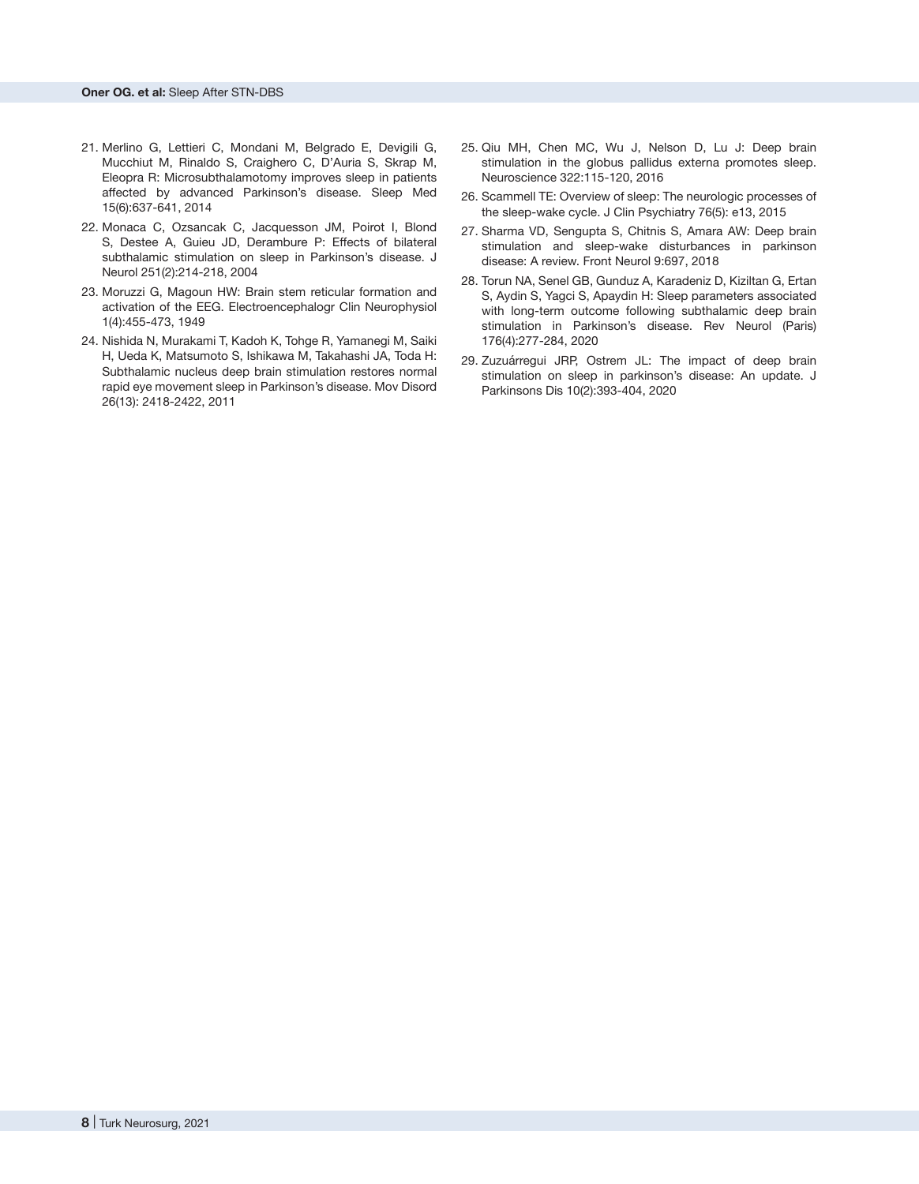21. Merlino G, Lettieri C, Mondani M, Belgrado E, Devigili G, Mucchiut M, Rinaldo S, Craighero C, D'Auria S, Skrap M, Eleopra R: Microsubthalamotomy improves sleep in patients affected by advanced Parkinson's disease. Sleep Med 15(6):637-641, 2014
22. Monaca C, Ozsancak C, Jacquesson JM, Poirot I, Blond S, Destee A, Guieu JD, Derambure P: Effects of bilateral subthalamic stimulation on sleep in Parkinson's disease. J Neurol 251(2):214-218, 2004
23. Moruzzi G, Magoun HW: Brain stem reticular formation and activation of the EEG. Electroencephalogr Clin Neurophysiol 1(4):455-473, 1949
24. Nishida N, Murakami T, Kadoh K, Tohge R, Yamanegi M, Saiki H, Ueda K, Matsumoto S, Ishikawa M, Takahashi JA, Toda H: Subthalamic nucleus deep brain stimulation restores normal rapid eye movement sleep in Parkinson's disease. Mov Disord 26(13): 2418-2422, 2011
25. Qiu MH, Chen MC, Wu J, Nelson D, Lu J: Deep brain stimulation in the globus pallidus externa promotes sleep. Neuroscience 322:115-120, 2016
26. Scammell TE: Overview of sleep: The neurologic processes of the sleep-wake cycle. J Clin Psychiatry 76(5): e13, 2015
27. Sharma VD, Sengupta S, Chitnis S, Amara AW: Deep brain stimulation and sleep-wake disturbances in parkinson disease: A review. Front Neurol 9:697, 2018
28. Torun NA, Senel GB, Gunduz A, Karadeniz D, Kiziltan G, Ertan S, Aydin S, Yagci S, Apaydin H: Sleep parameters associated with long-term outcome following subthalamic deep brain stimulation in Parkinson's disease. Rev Neurol (Paris) 176(4):277-284, 2020
29. Zuzuárregui JRP, Ostrem JL: The impact of deep brain stimulation on sleep in parkinson's disease: An update. J Parkinsons Dis 10(2):393-404, 2020